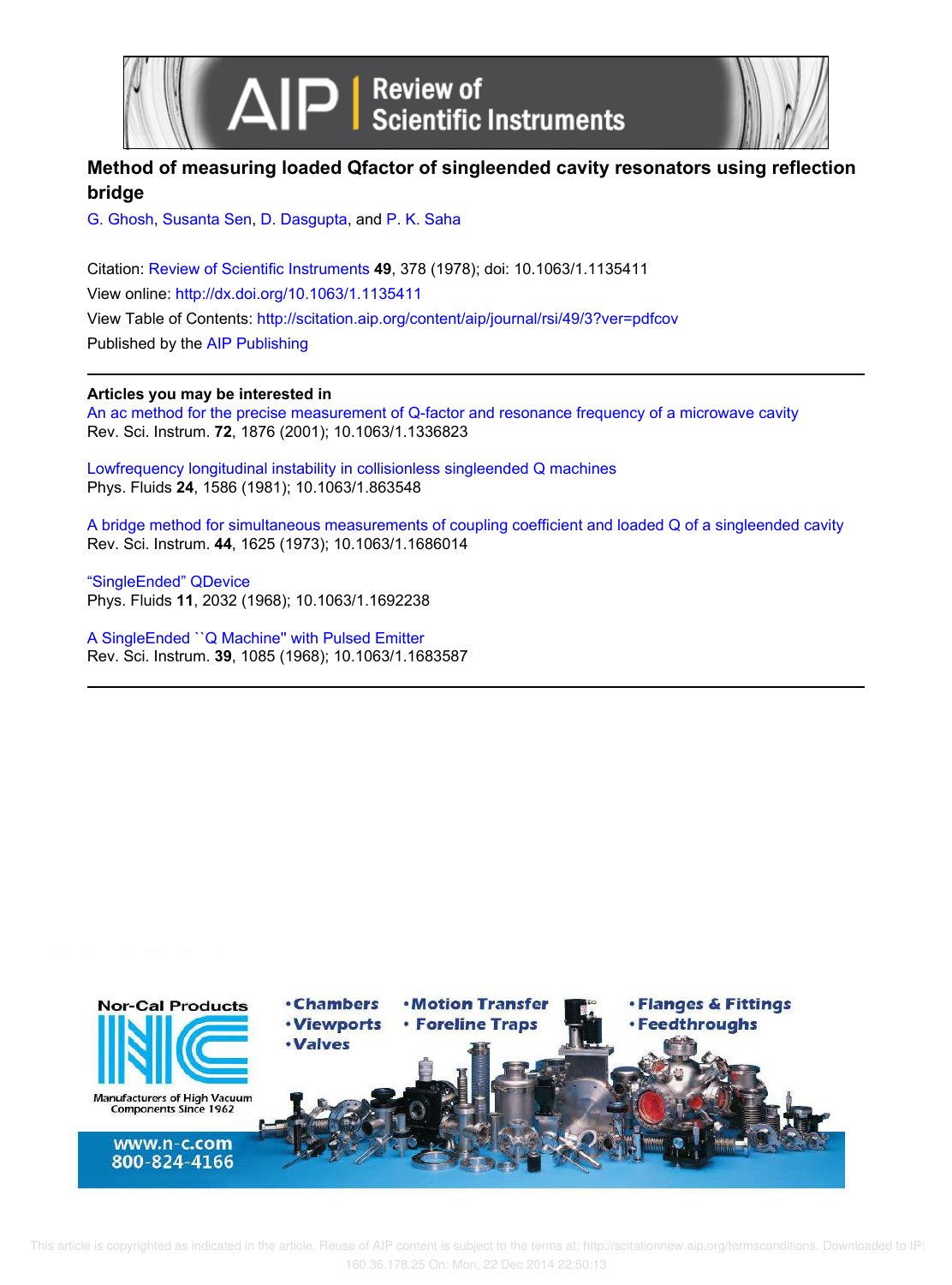# Method of measuring loaded Qfactor of singleended cavity resonators using reflection bridge

G. Ghosh, Susanta Sen, D. Dasgupta, and P. K. Saha

Citation: Review of Scientific Instruments **49**, 378 (1978); doi: 10.1063/1.1135411
View online: http://dx.doi.org/10.1063/1.1135411
View Table of Contents: http://scitation.aip.org/content/aip/journal/rsi/49/3?ver=pdfcov
Published by the AIP Publishing

---

**Articles you may be interested in**

An ac method for the precise measurement of Q-factor and resonance frequency of a microwave cavity
Rev. Sci. Instrum. **72**, 1876 (2001); 10.1063/1.1336823

Lowfrequency longitudinal instability in collisionless singleended Q machines
Phys. Fluids **24**, 1586 (1981); 10.1063/1.863548

A bridge method for simultaneous measurements of coupling coefficient and loaded Q of a singleended cavity
Rev. Sci. Instrum. **44**, 1625 (1973); 10.1063/1.1686014

"SingleEnded" QDevice
Phys. Fluids **11**, 2032 (1968); 10.1063/1.1692238

A SingleEnded ``Q Machine'' with Pulsed Emitter
Rev. Sci. Instrum. **39**, 1085 (1968); 10.1063/1.1683587

---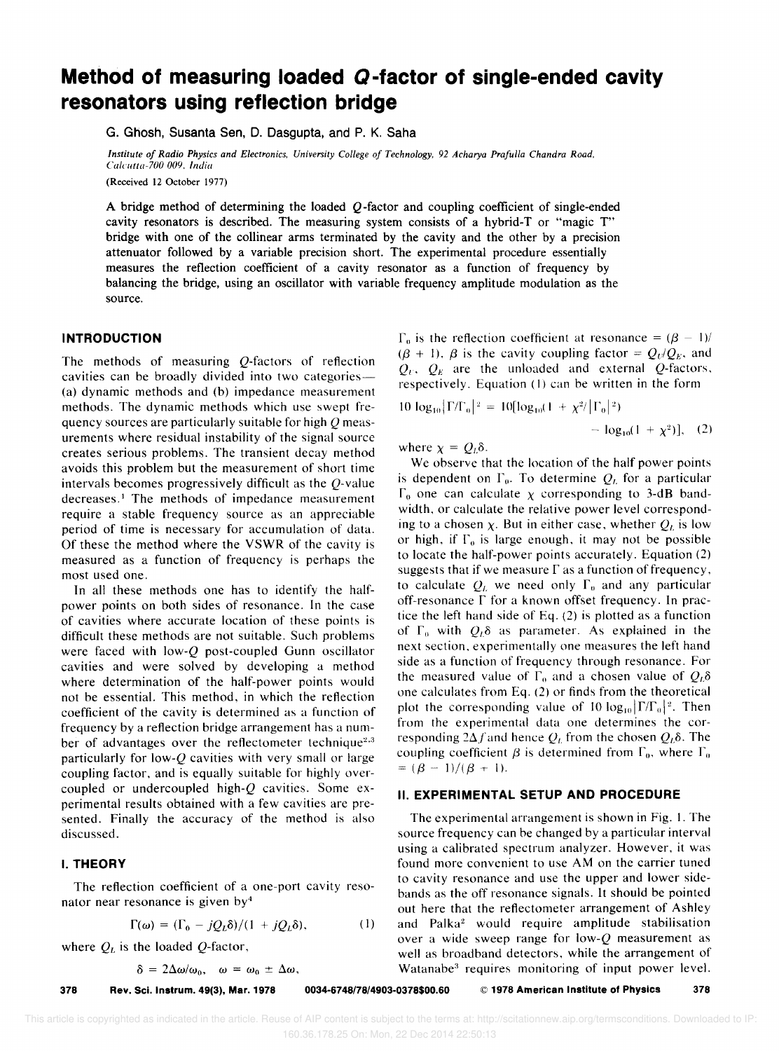# Method of measuring loaded $Q$-factor of single-ended cavity resonators using reflection bridge

G. Ghosh, Susanta Sen, D. Dasgupta, and P. K. Saha

*Institute of Radio Physics and Electronics, University College of Technology, 92 Acharya Prafulla Chandra Road, Calcutta-700 009, India*

(Received 12 October 1977)

A bridge method of determining the loaded $Q$-factor and coupling coefficient of single-ended cavity resonators is described. The measuring system consists of a hybrid-T or "magic T" bridge with one of the collinear arms terminated by the cavity and the other by a precision attenuator followed by a variable precision short. The experimental procedure essentially measures the reflection coefficient of a cavity resonator as a function of frequency by balancing the bridge, using an oscillator with variable frequency amplitude modulation as the source.

## INTRODUCTION

The methods of measuring $Q$-factors of reflection cavities can be broadly divided into two categories—(a) dynamic methods and (b) impedance measurement methods. The dynamic methods which use swept frequency sources are particularly suitable for high $Q$ measurements where residual instability of the signal source creates serious problems. The transient decay method avoids this problem but the measurement of short time intervals becomes progressively difficult as the $Q$-value decreases.[1] The methods of impedance measurement require a stable frequency source as an appreciable period of time is necessary for accumulation of data. Of these the method where the VSWR of the cavity is measured as a function of frequency is perhaps the most used one.

In all these methods one has to identify the half-power points on both sides of resonance. In the case of cavities where accurate location of these points is difficult these methods are not suitable. Such problems were faced with low-$Q$ post-coupled Gunn oscillator cavities and were solved by developing a method where determination of the half-power points would not be essential. This method, in which the reflection coefficient of the cavity is determined as a function of frequency by a reflection bridge arrangement has a number of advantages over the reflectometer technique[2,3] particularly for low-$Q$ cavities with very small or large coupling factor, and is equally suitable for highly overcoupled or undercoupled high-$Q$ cavities. Some experimental results obtained with a few cavities are presented. Finally the accuracy of the method is also discussed.

## I. THEORY

The reflection coefficient of a one-port cavity resonator near resonance is given by[4]

$$\Gamma(\omega) = (\Gamma_0 - jQ_L\delta)/(1 + jQ_L\delta), \tag{1}$$

where $Q_L$ is the loaded $Q$-factor,

$$\delta = 2\Delta\omega/\omega_0, \quad \omega = \omega_0 \pm \Delta\omega,$$

$\Gamma_0$ is the reflection coefficient at resonance $= (\beta - 1)/(\beta + 1)$. $\beta$ is the cavity coupling factor $= Q_U/Q_E$, and $Q_U$, $Q_E$ are the unloaded and external $Q$-factors, respectively. Equation (1) can be written in the form

$$10 \log_{10}|\Gamma/\Gamma_0|^2 = 10[\log_{10}(1 + \chi^2/|\Gamma_0|^2) - \log_{10}(1 + \chi^2)], \tag{2}$$

where $\chi = Q_L\delta$.

We observe that the location of the half power points is dependent on $\Gamma_0$. To determine $Q_L$ for a particular $\Gamma_0$ one can calculate $\chi$ corresponding to 3-dB bandwidth, or calculate the relative power level corresponding to a chosen $\chi$. But in either case, whether $Q_L$ is low or high, if $\Gamma_0$ is large enough, it may not be possible to locate the half-power points accurately. Equation (2) suggests that if we measure $\Gamma$ as a function of frequency, to calculate $Q_L$ we need only $\Gamma_0$ and any particular off-resonance $\Gamma$ for a known offset frequency. In practice the left hand side of Eq. (2) is plotted as a function of $\Gamma_0$ with $Q_L\delta$ as parameter. As explained in the next section, experimentally one measures the left hand side as a function of frequency through resonance. For the measured value of $\Gamma_0$ and a chosen value of $Q_L\delta$ one calculates from Eq. (2) or finds from the theoretical plot the corresponding value of $10 \log_{10}|\Gamma/\Gamma_0|^2$. Then from the experimental data one determines the corresponding $2\Delta f$ and hence $Q_L$ from the chosen $Q_L\delta$. The coupling coefficient $\beta$ is determined from $\Gamma_0$, where $\Gamma_0 = (\beta - 1)/(\beta + 1)$.

## II. EXPERIMENTAL SETUP AND PROCEDURE

The experimental arrangement is shown in Fig. 1. The source frequency can be changed by a particular interval using a calibrated spectrum analyzer. However, it was found more convenient to use AM on the carrier tuned to cavity resonance and use the upper and lower sidebands as the off resonance signals. It should be pointed out here that the reflectometer arrangement of Ashley and Palka[2] would require amplitude stabilisation over a wide sweep range for low-$Q$ measurement as well as broadband detectors, while the arrangement of Watanabe[3] requires monitoring of input power level.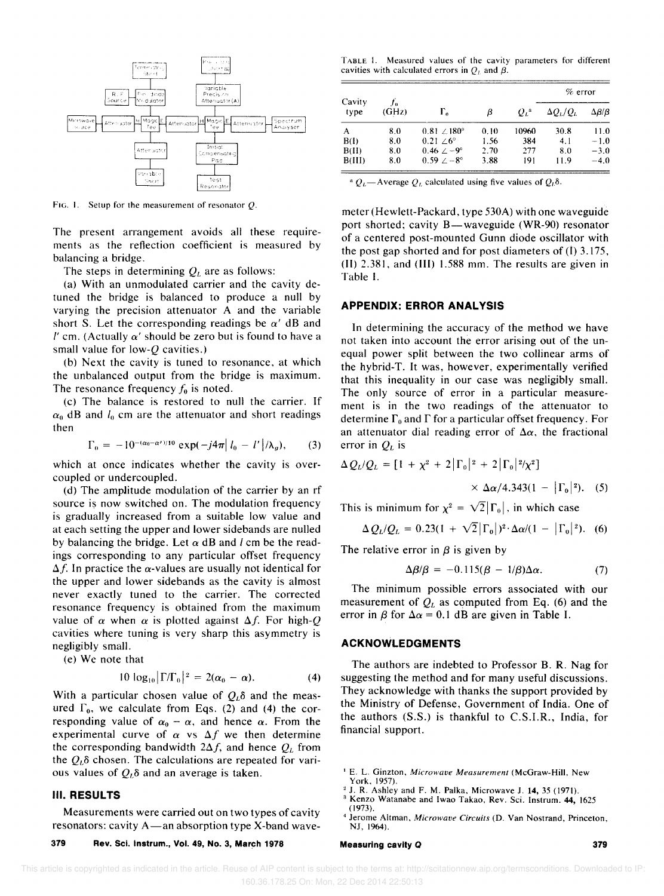Fig. 1. Setup for the measurement of resonator $Q$.

The present arrangement avoids all these requirements as the reflection coefficient is measured by balancing a bridge.

The steps in determining $Q_L$ are as follows:

(a) With an unmodulated carrier and the cavity detuned the bridge is balanced to produce a null by varying the precision attenuator A and the variable short S. Let the corresponding readings be $\alpha'$ dB and $l'$ cm. (Actually $\alpha'$ should be zero but is found to have a small value for low-$Q$ cavities.)

(b) Next the cavity is tuned to resonance, at which the unbalanced output from the bridge is maximum. The resonance frequency $f_0$ is noted.

(c) The balance is restored to null the carrier. If $\alpha_0$ dB and $l_0$ cm are the attenuator and short readings then

$$\Gamma_0 = -10^{-(\alpha_0-\alpha')/10} \exp(-j4\pi|l_0 - l'|/\lambda_g), \quad (3)$$

which at once indicates whether the cavity is overcoupled or undercoupled.

(d) The amplitude modulation of the carrier by an rf source is now switched on. The modulation frequency is gradually increased from a suitable low value and at each setting the upper and lower sidebands are nulled by balancing the bridge. Let $\alpha$ dB and $l$ cm be the readings corresponding to any particular offset frequency $\Delta f$. In practice the $\alpha$-values are usually not identical for the upper and lower sidebands as the cavity is almost never exactly tuned to the carrier. The corrected resonance frequency is obtained from the maximum value of $\alpha$ when $\alpha$ is plotted against $\Delta f$. For high-$Q$ cavities where tuning is very sharp this asymmetry is negligibly small.

(e) We note that

$$10 \log_{10}|\Gamma/\Gamma_0|^2 = 2(\alpha_0 - \alpha). \quad (4)$$

With a particular chosen value of $Q_L\delta$ and the measured $\Gamma_0$, we calculate from Eqs. (2) and (4) the corresponding value of $\alpha_0 - \alpha$, and hence $\alpha$. From the experimental curve of $\alpha$ vs $\Delta f$ we then determine the corresponding bandwidth $2\Delta f$, and hence $Q_L$ from the $Q_L\delta$ chosen. The calculations are repeated for various values of $Q_L\delta$ and an average is taken.

## III. RESULTS

Measurements were carried out on two types of cavity resonators: cavity A—an absorption type X-band wavemeter (Hewlett-Packard, type 530A) with one waveguide port shorted; cavity B—waveguide (WR-90) resonator of a centered post-mounted Gunn diode oscillator with the post gap shorted and for post diameters of (I) 3.175, (II) 2.381, and (III) 1.588 mm. The results are given in Table I.

Table I. Measured values of the cavity parameters for different cavities with calculated errors in $Q_L$ and $\beta$.

| Cavity type | $f_0$ (GHz) | $\Gamma_0$ | $\beta$ | $Q_L$[a] | % error $\Delta Q_L/Q_L$ | % error $\Delta\beta/\beta$ |
|---|---|---|---|---|---|---|
| A | 8.0 | $0.81 \angle 180°$ | 0.10 | 10960 | 30.8 | 11.0 |
| B(I) | 8.0 | $0.21 \angle 6°$ | 1.56 | 384 | 4.1 | −1.0 |
| B(II) | 8.0 | $0.46 \angle -9°$ | 2.70 | 277 | 8.0 | −3.0 |
| B(III) | 8.0 | $0.59 \angle -8°$ | 3.88 | 191 | 11.9 | −4.0 |

[a] $Q_L$—Average $Q_L$ calculated using five values of $Q_L\delta$.

## APPENDIX: ERROR ANALYSIS

In determining the accuracy of the method we have not taken into account the error arising out of the unequal power split between the two collinear arms of the hybrid-T. It was, however, experimentally verified that this inequality in our case was negligibly small. The only source of error in a particular measurement is in the two readings of the attenuator to determine $\Gamma_0$ and $\Gamma$ for a particular offset frequency. For an attenuator dial reading error of $\Delta\alpha$, the fractional error in $Q_L$ is

$$\Delta Q_L/Q_L = [1 + \chi^2 + 2|\Gamma_0|^2 + 2|\Gamma_0|^2/\chi^2] \times \Delta\alpha/4.343(1 - |\Gamma_0|^2). \quad (5)$$

This is minimum for $\chi^2 = \sqrt{2}|\Gamma_0|$, in which case

$$\Delta Q_L/Q_L = 0.23(1 + \sqrt{2}|\Gamma_0|)^2 \cdot \Delta\alpha/(1 - |\Gamma_0|^2). \quad (6)$$

The relative error in $\beta$ is given by

$$\Delta\beta/\beta = -0.115(\beta - 1/\beta)\Delta\alpha. \quad (7)$$

The minimum possible errors associated with our measurement of $Q_L$ as computed from Eq. (6) and the error in $\beta$ for $\Delta\alpha = 0.1$ dB are given in Table I.

## ACKNOWLEDGMENTS

The authors are indebted to Professor B. R. Nag for suggesting the method and for many useful discussions. They acknowledge with thanks the support provided by the Ministry of Defense, Government of India. One of the authors (S.S.) is thankful to C.S.I.R., India, for financial support.

[1] E. L. Ginzton, *Microwave Measurement* (McGraw-Hill, New York, 1957).
[2] J. R. Ashley and F. M. Palka, Microwave J. **14**, 35 (1971).
[3] Kenzo Watanabe and Iwao Takao, Rev. Sci. Instrum. **44**, 1625 (1973).
[4] Jerome Altman, *Microwave Circuits* (D. Van Nostrand, Princeton, NJ, 1964).